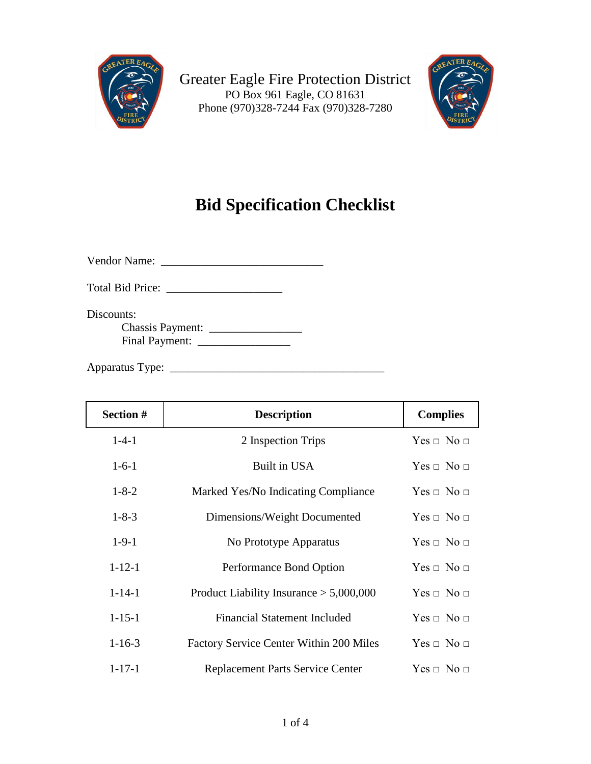Greater Eagle Fire Protection District
PO Box 961 Eagle, CO 81631
Phone (970)328-7244 Fax (970)328-7280

# Bid Specification Checklist

Vendor Name: ____________________________

Total Bid Price: ____________________

Discounts:
 Chassis Payment: ________________
 Final Payment: ________________

Apparatus Type: _____________________________________

| Section # | Description | Complies |
|---|---|---|
| 1-4-1 | 2 Inspection Trips | Yes □ No □ |
| 1-6-1 | Built in USA | Yes □ No □ |
| 1-8-2 | Marked Yes/No Indicating Compliance | Yes □ No □ |
| 1-8-3 | Dimensions/Weight Documented | Yes □ No □ |
| 1-9-1 | No Prototype Apparatus | Yes □ No □ |
| 1-12-1 | Performance Bond Option | Yes □ No □ |
| 1-14-1 | Product Liability Insurance > 5,000,000 | Yes □ No □ |
| 1-15-1 | Financial Statement Included | Yes □ No □ |
| 1-16-3 | Factory Service Center Within 200 Miles | Yes □ No □ |
| 1-17-1 | Replacement Parts Service Center | Yes □ No □ |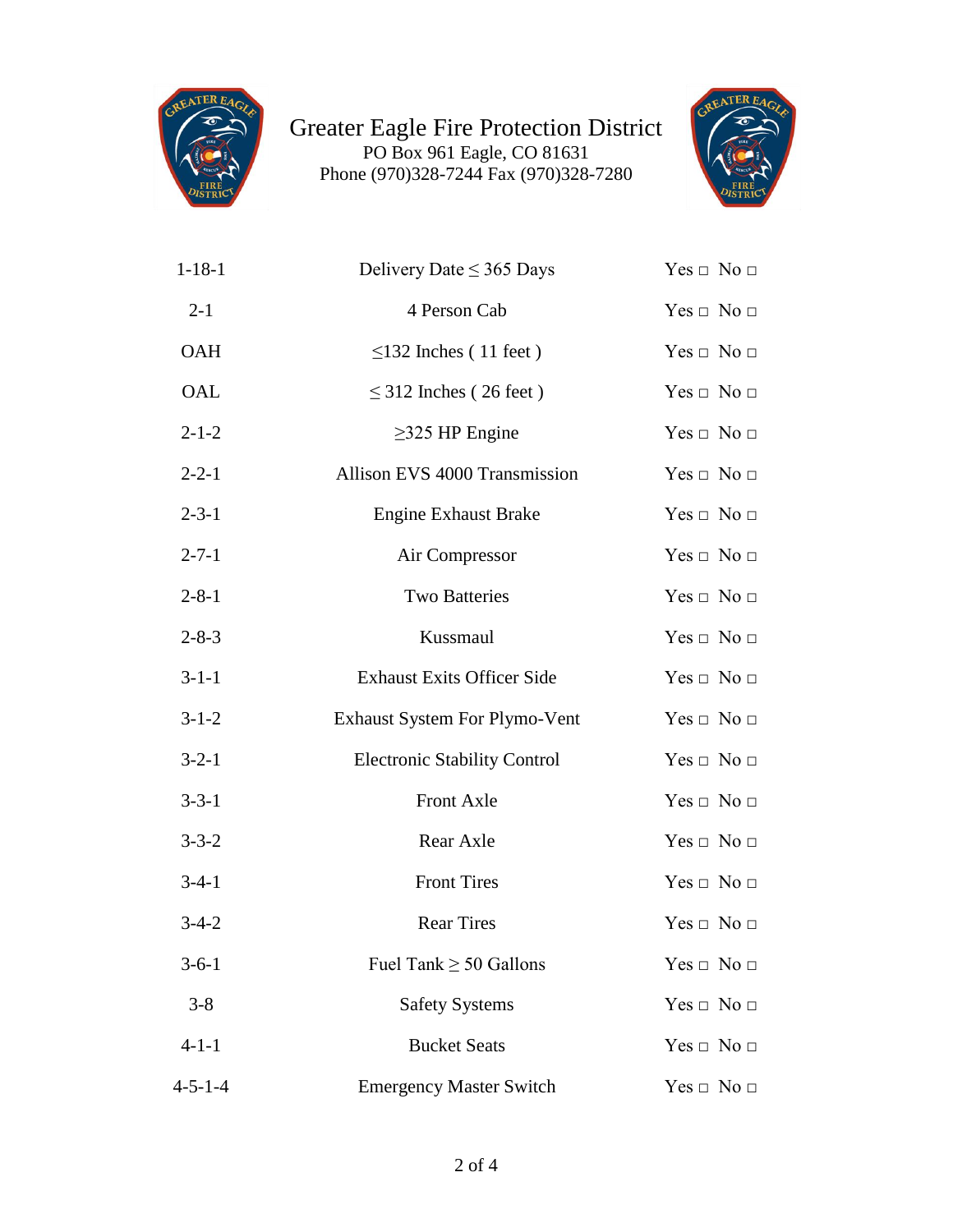# Greater Eagle Fire Protection District

PO Box 961 Eagle, CO 81631
Phone (970)328-7244 Fax (970)328-7280

| | | |
|---|---|---|
| 1-18-1 | Delivery Date ≤ 365 Days | Yes □ No □ |
| 2-1 | 4 Person Cab | Yes □ No □ |
| OAH | ≤132 Inches ( 11 feet ) | Yes □ No □ |
| OAL | ≤ 312 Inches ( 26 feet ) | Yes □ No □ |
| 2-1-2 | ≥325 HP Engine | Yes □ No □ |
| 2-2-1 | Allison EVS 4000 Transmission | Yes □ No □ |
| 2-3-1 | Engine Exhaust Brake | Yes □ No □ |
| 2-7-1 | Air Compressor | Yes □ No □ |
| 2-8-1 | Two Batteries | Yes □ No □ |
| 2-8-3 | Kussmaul | Yes □ No □ |
| 3-1-1 | Exhaust Exits Officer Side | Yes □ No □ |
| 3-1-2 | Exhaust System For Plymo-Vent | Yes □ No □ |
| 3-2-1 | Electronic Stability Control | Yes □ No □ |
| 3-3-1 | Front Axle | Yes □ No □ |
| 3-3-2 | Rear Axle | Yes □ No □ |
| 3-4-1 | Front Tires | Yes □ No □ |
| 3-4-2 | Rear Tires | Yes □ No □ |
| 3-6-1 | Fuel Tank ≥ 50 Gallons | Yes □ No □ |
| 3-8 | Safety Systems | Yes □ No □ |
| 4-1-1 | Bucket Seats | Yes □ No □ |
| 4-5-1-4 | Emergency Master Switch | Yes □ No □ |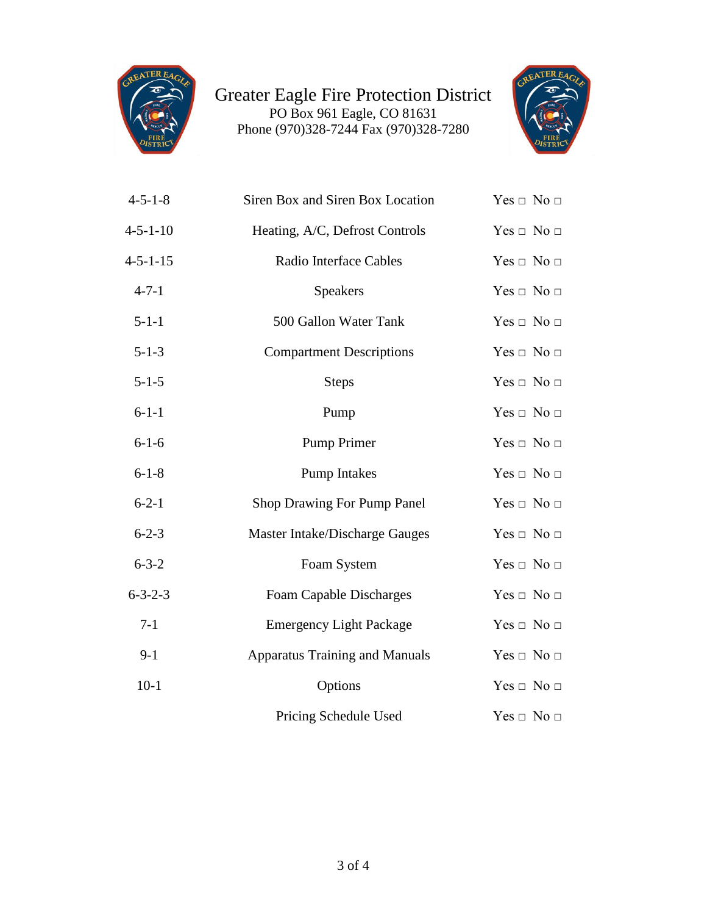Greater Eagle Fire Protection District
PO Box 961 Eagle, CO 81631
Phone (970)328-7244 Fax (970)328-7280

| | | |
|---|---|---|
| 4-5-1-8 | Siren Box and Siren Box Location | Yes □ No □ |
| 4-5-1-10 | Heating, A/C, Defrost Controls | Yes □ No □ |
| 4-5-1-15 | Radio Interface Cables | Yes □ No □ |
| 4-7-1 | Speakers | Yes □ No □ |
| 5-1-1 | 500 Gallon Water Tank | Yes □ No □ |
| 5-1-3 | Compartment Descriptions | Yes □ No □ |
| 5-1-5 | Steps | Yes □ No □ |
| 6-1-1 | Pump | Yes □ No □ |
| 6-1-6 | Pump Primer | Yes □ No □ |
| 6-1-8 | Pump Intakes | Yes □ No □ |
| 6-2-1 | Shop Drawing For Pump Panel | Yes □ No □ |
| 6-2-3 | Master Intake/Discharge Gauges | Yes □ No □ |
| 6-3-2 | Foam System | Yes □ No □ |
| 6-3-2-3 | Foam Capable Discharges | Yes □ No □ |
| 7-1 | Emergency Light Package | Yes □ No □ |
| 9-1 | Apparatus Training and Manuals | Yes □ No □ |
| 10-1 | Options | Yes □ No □ |
| | Pricing Schedule Used | Yes □ No □ |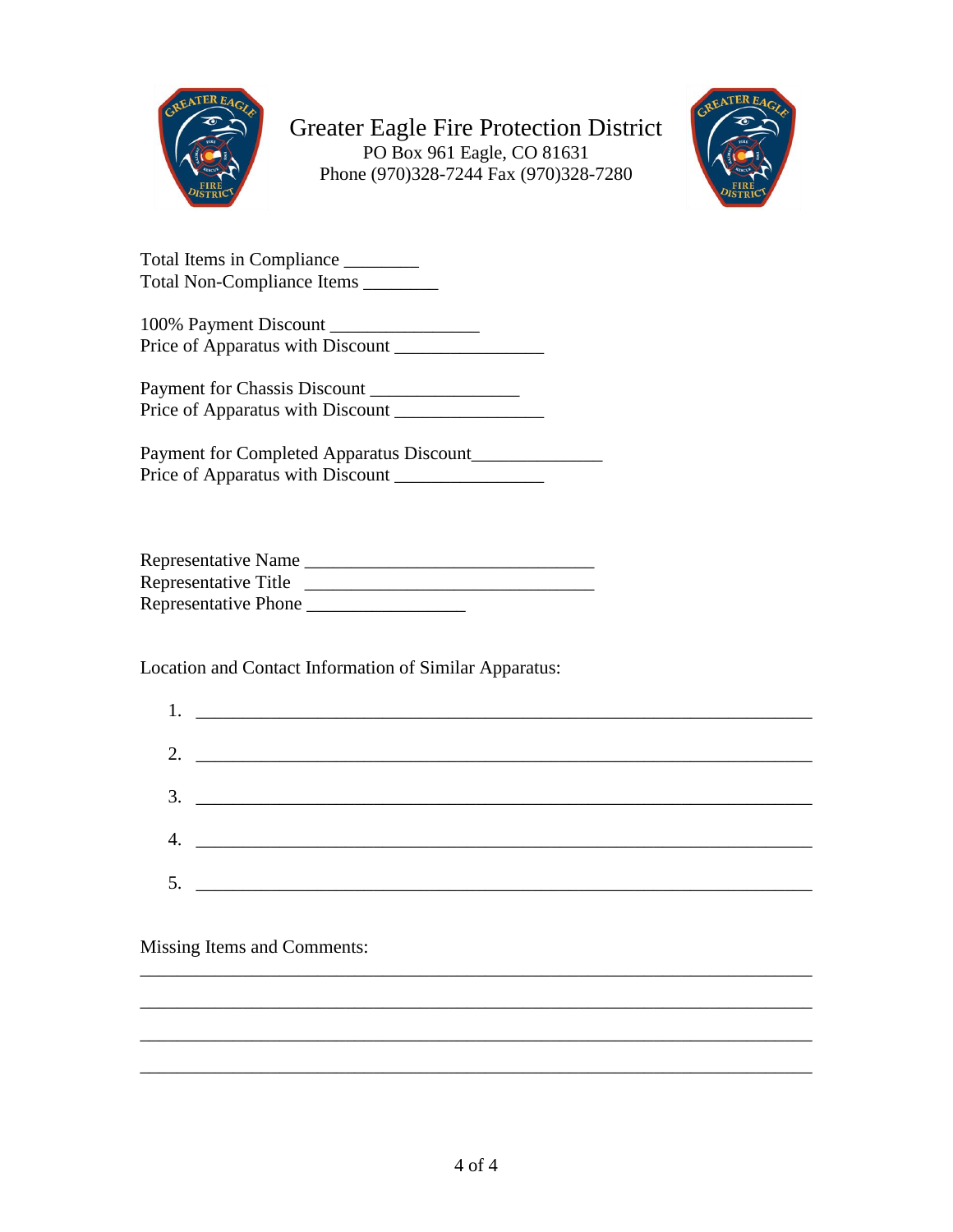# Greater Eagle Fire Protection District

PO Box 961 Eagle, CO 81631
Phone (970)328-7244 Fax (970)328-7280

Total Items in Compliance ________
Total Non-Compliance Items ________

100% Payment Discount ________________
Price of Apparatus with Discount ________________

Payment for Chassis Discount ________________
Price of Apparatus with Discount ________________

Payment for Completed Apparatus Discount______________
Price of Apparatus with Discount ________________

Representative Name _______________________________
Representative Title _______________________________
Representative Phone _________________

Location and Contact Information of Similar Apparatus:

1. ____________________________________________________________________
2. ____________________________________________________________________
3. ____________________________________________________________________
4. ____________________________________________________________________
5. ____________________________________________________________________

Missing Items and Comments:

__________________________________________________________________________

__________________________________________________________________________

__________________________________________________________________________

__________________________________________________________________________